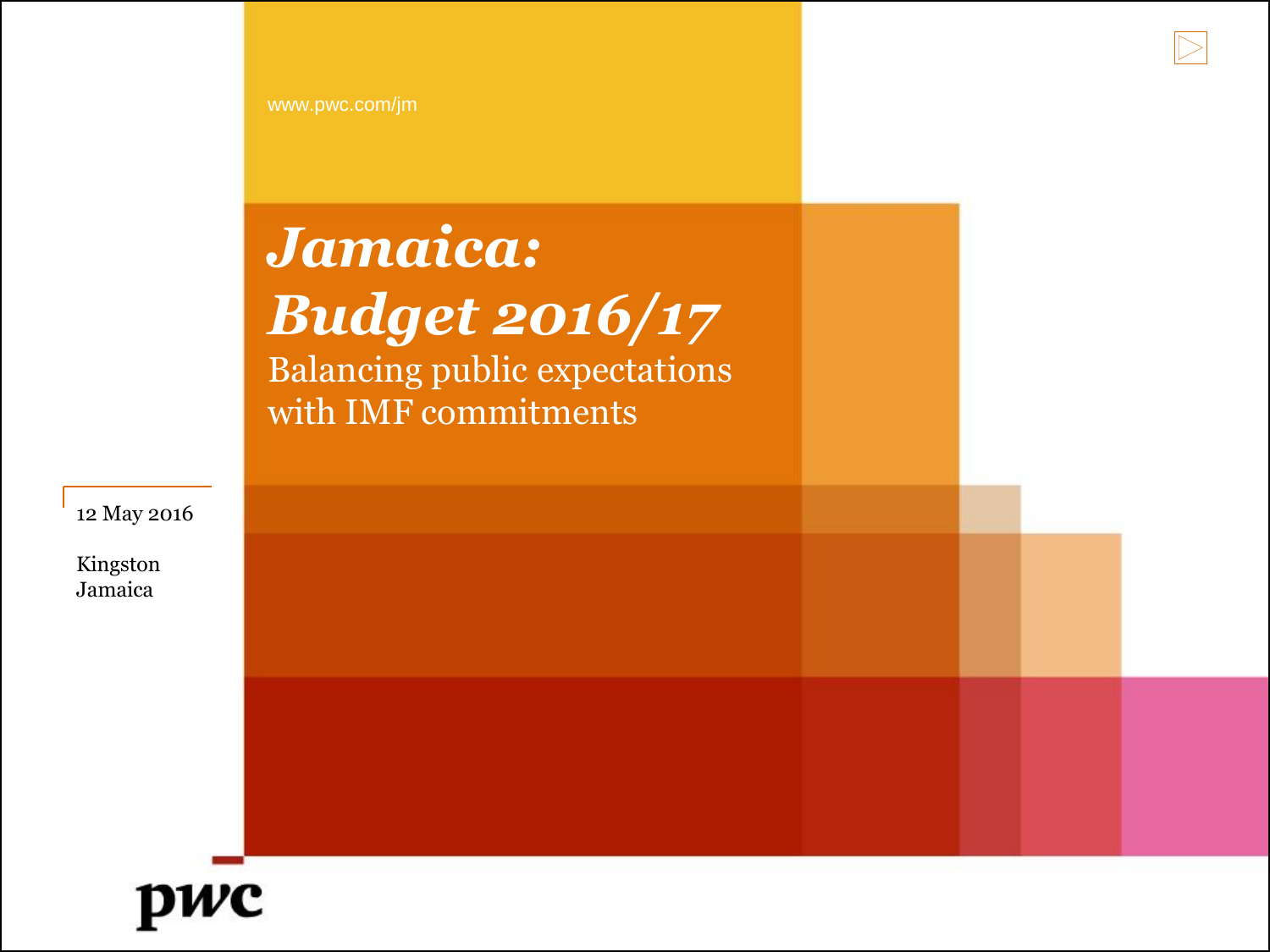www.pwc.com/jm

# *Jamaica: Budget 2016/17*

## Balancing public expectations with IMF commitments

12 May 2016

Kingston
Jamaica

pwc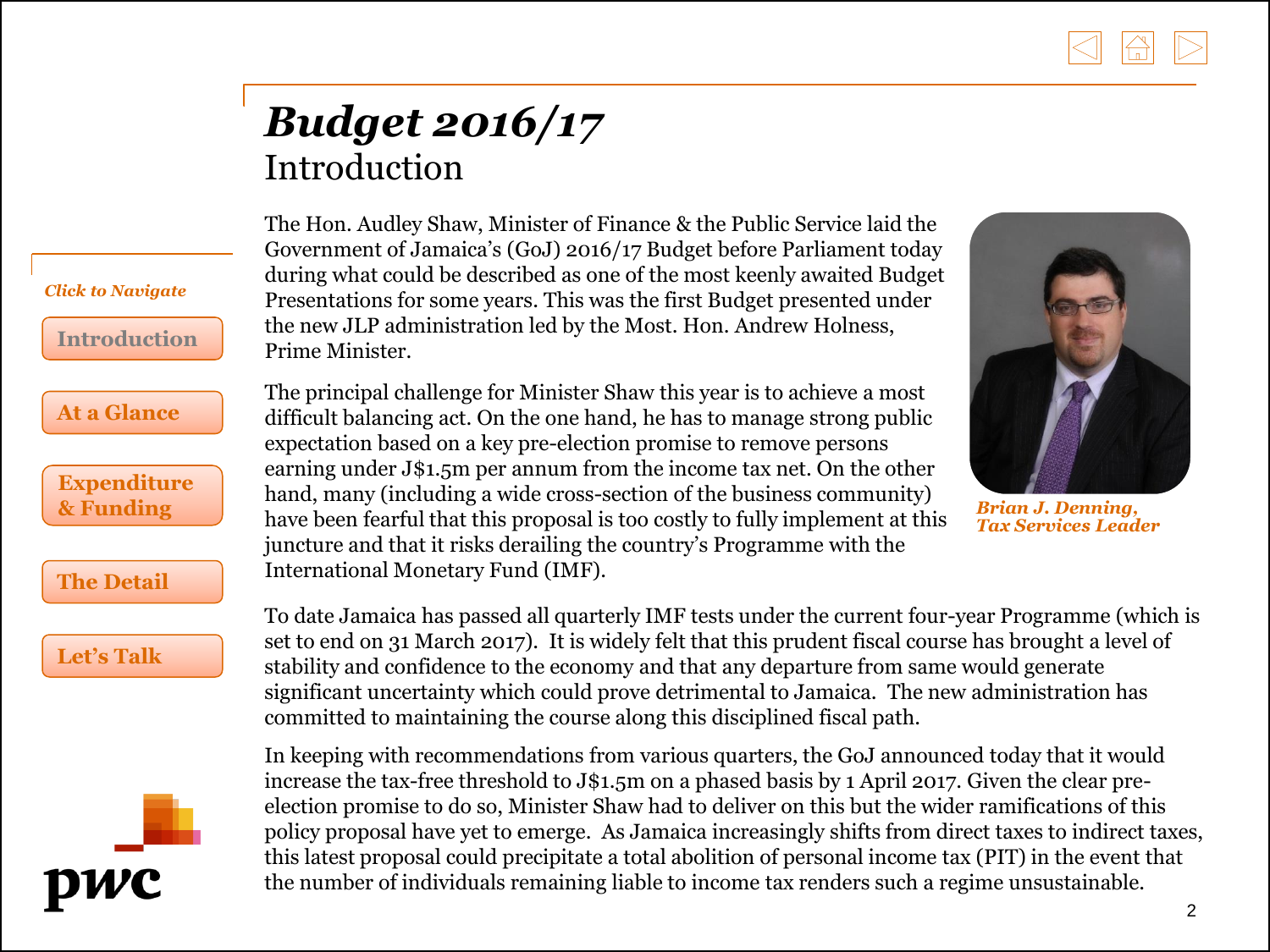# *Budget 2016/17*

## Introduction

The Hon. Audley Shaw, Minister of Finance & the Public Service laid the Government of Jamaica's (GoJ) 2016/17 Budget before Parliament today during what could be described as one of the most keenly awaited Budget Presentations for some years. This was the first Budget presented under the new JLP administration led by the Most. Hon. Andrew Holness, Prime Minister.

The principal challenge for Minister Shaw this year is to achieve a most difficult balancing act. On the one hand, he has to manage strong public expectation based on a key pre-election promise to remove persons earning under J$1.5m per annum from the income tax net. On the other hand, many (including a wide cross-section of the business community) have been fearful that this proposal is too costly to fully implement at this juncture and that it risks derailing the country's Programme with the International Monetary Fund (IMF).

***Brian J. Denning, Tax Services Leader***

To date Jamaica has passed all quarterly IMF tests under the current four-year Programme (which is set to end on 31 March 2017). It is widely felt that this prudent fiscal course has brought a level of stability and confidence to the economy and that any departure from same would generate significant uncertainty which could prove detrimental to Jamaica. The new administration has committed to maintaining the course along this disciplined fiscal path.

In keeping with recommendations from various quarters, the GoJ announced today that it would increase the tax-free threshold to J$1.5m on a phased basis by 1 April 2017. Given the clear pre-election promise to do so, Minister Shaw had to deliver on this but the wider ramifications of this policy proposal have yet to emerge. As Jamaica increasingly shifts from direct taxes to indirect taxes, this latest proposal could precipitate a total abolition of personal income tax (PIT) in the event that the number of individuals remaining liable to income tax renders such a regime unsustainable.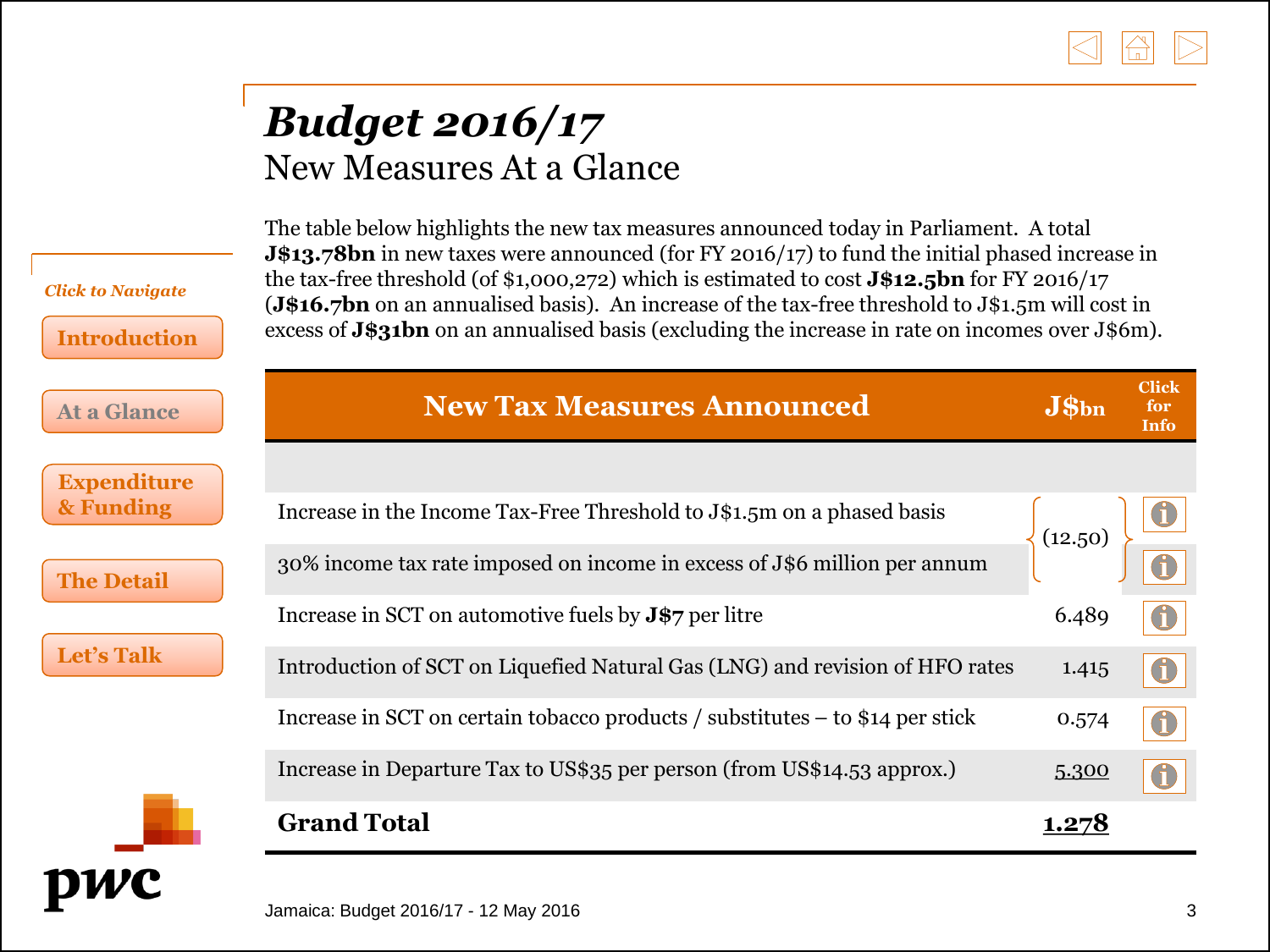# Budget 2016/17

## New Measures At a Glance

*Click to Navigate*

- Introduction
- At a Glance
- Expenditure & Funding
- The Detail
- Let's Talk

The table below highlights the new tax measures announced today in Parliament. A total **J$13.78bn** in new taxes were announced (for FY 2016/17) to fund the initial phased increase in the tax-free threshold (of $1,000,272) which is estimated to cost **J$12.5bn** for FY 2016/17 (**J$16.7bn** on an annualised basis). An increase of the tax-free threshold to J$1.5m will cost in excess of **J$31bn** on an annualised basis (excluding the increase in rate on incomes over J$6m).

| New Tax Measures Announced | J$bn | Click for Info |
|---|---|---|
| Increase in the Income Tax-Free Threshold to J$1.5m on a phased basis | (12.50) | i |
| 30% income tax rate imposed on income in excess of J$6 million per annum | | i |
| Increase in SCT on automotive fuels by **J$7** per litre | 6.489 | i |
| Introduction of SCT on Liquefied Natural Gas (LNG) and revision of HFO rates | 1.415 | i |
| Increase in SCT on certain tobacco products / substitutes – to $14 per stick | 0.574 | i |
| Increase in Departure Tax to US$35 per person (from US$14.53 approx.) | 5.300 | i |
| **Grand Total** | **1.278** | |

Jamaica: Budget 2016/17 - 12 May 2016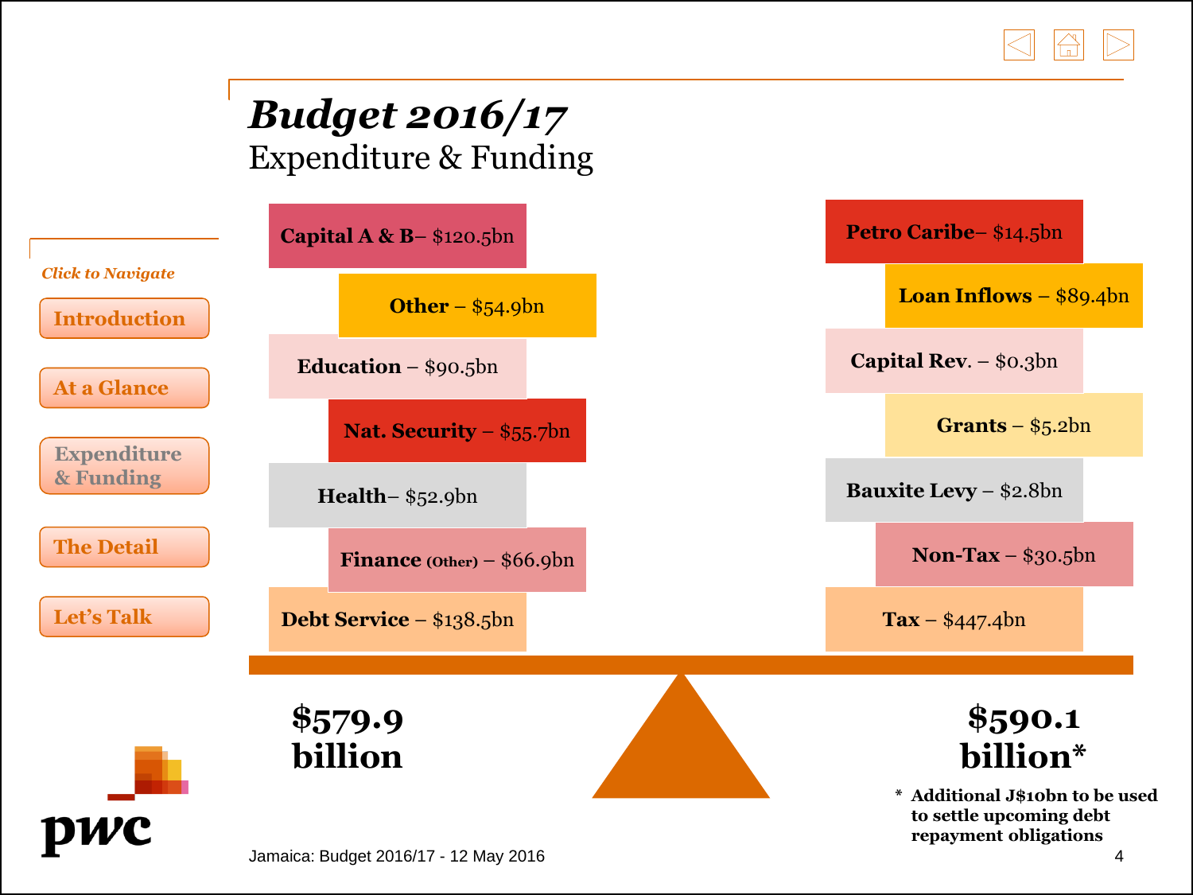# *Budget 2016/17*

## Expenditure & Funding

*Click to Navigate*

- Introduction
- At a Glance
- Expenditure & Funding
- The Detail
- Let's Talk

**Expenditure**

- **Capital A & B**– $120.5bn
- **Other** – $54.9bn
- **Education** – $90.5bn
- **Nat. Security** – $55.7bn
- **Health**– $52.9bn
- **Finance (Other)** – $66.9bn
- **Debt Service** – $138.5bn

**$579.9 billion**

**Funding**

- **Petro Caribe**– $14.5bn
- **Loan Inflows** – $89.4bn
- **Capital Rev.** – $0.3bn
- **Grants** – $5.2bn
- **Bauxite Levy** – $2.8bn
- **Non-Tax** – $30.5bn
- **Tax** – $447.4bn

**$590.1 billion***

\* **Additional J$10bn to be used to settle upcoming debt repayment obligations**

Jamaica: Budget 2016/17 - 12 May 2016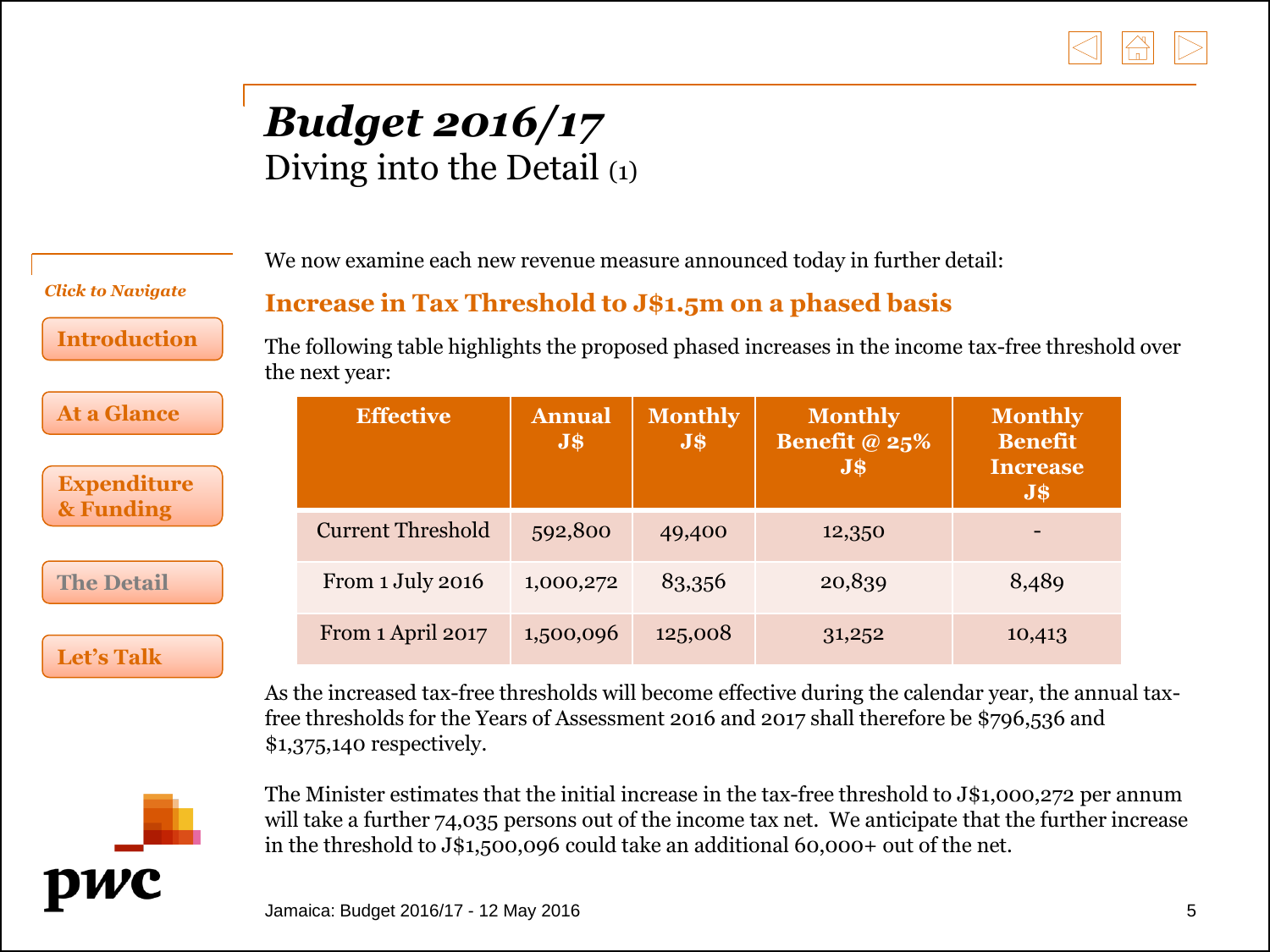# Budget 2016/17

## Diving into the Detail (1)

We now examine each new revenue measure announced today in further detail:

### Increase in Tax Threshold to J$1.5m on a phased basis

The following table highlights the proposed phased increases in the income tax-free threshold over the next year:

| Effective | Annual J$ | Monthly J$ | Monthly Benefit @ 25% J$ | Monthly Benefit Increase J$ |
|---|---|---|---|---|
| Current Threshold | 592,800 | 49,400 | 12,350 | - |
| From 1 July 2016 | 1,000,272 | 83,356 | 20,839 | 8,489 |
| From 1 April 2017 | 1,500,096 | 125,008 | 31,252 | 10,413 |

As the increased tax-free thresholds will become effective during the calendar year, the annual tax-free thresholds for the Years of Assessment 2016 and 2017 shall therefore be $796,536 and $1,375,140 respectively.

The Minister estimates that the initial increase in the tax-free threshold to J$1,000,272 per annum will take a further 74,035 persons out of the income tax net. We anticipate that the further increase in the threshold to J$1,500,096 could take an additional 60,000+ out of the net.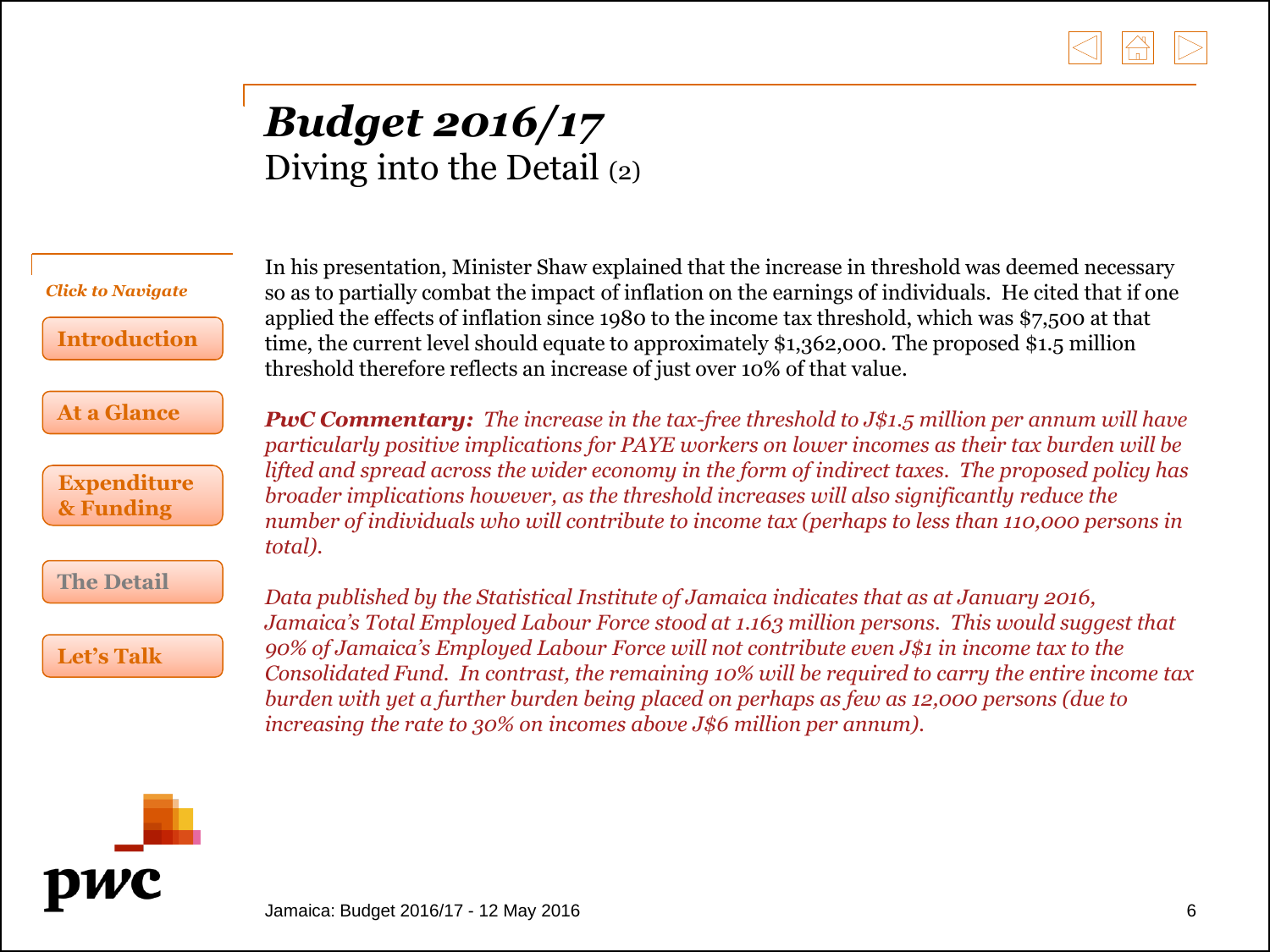# *Budget 2016/17*

## Diving into the Detail (2)

In his presentation, Minister Shaw explained that the increase in threshold was deemed necessary so as to partially combat the impact of inflation on the earnings of individuals. He cited that if one applied the effects of inflation since 1980 to the income tax threshold, which was $7,500 at that time, the current level should equate to approximately $1,362,000. The proposed $1.5 million threshold therefore reflects an increase of just over 10% of that value.

***PwC Commentary:*** *The increase in the tax-free threshold to J$1.5 million per annum will have particularly positive implications for PAYE workers on lower incomes as their tax burden will be lifted and spread across the wider economy in the form of indirect taxes. The proposed policy has broader implications however, as the threshold increases will also significantly reduce the number of individuals who will contribute to income tax (perhaps to less than 110,000 persons in total).*

*Data published by the Statistical Institute of Jamaica indicates that as at January 2016, Jamaica's Total Employed Labour Force stood at 1.163 million persons. This would suggest that 90% of Jamaica's Employed Labour Force will not contribute even J$1 in income tax to the Consolidated Fund. In contrast, the remaining 10% will be required to carry the entire income tax burden with yet a further burden being placed on perhaps as few as 12,000 persons (due to increasing the rate to 30% on incomes above J$6 million per annum).*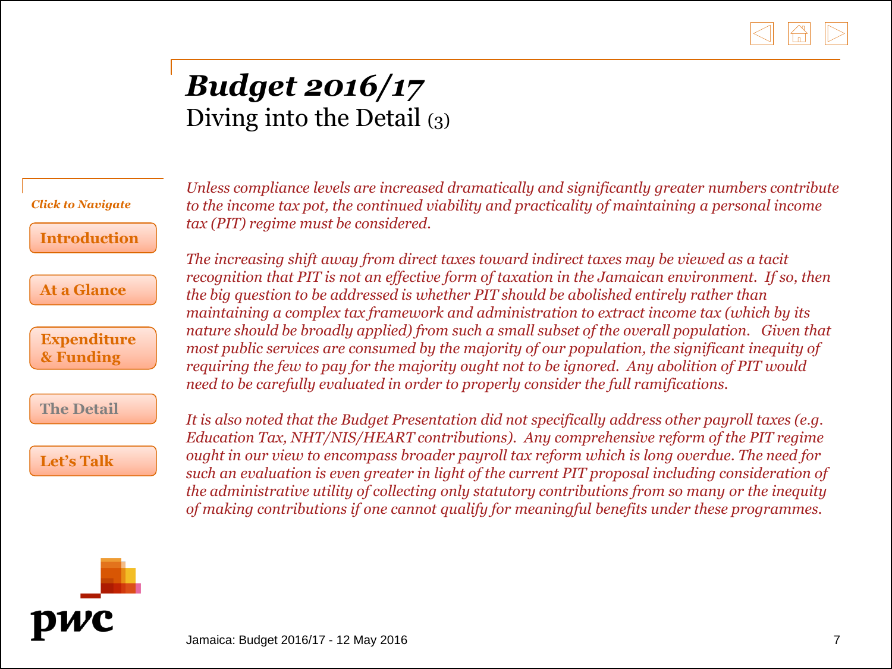# *Budget 2016/17*

## Diving into the Detail (3)

*Unless compliance levels are increased dramatically and significantly greater numbers contribute to the income tax pot, the continued viability and practicality of maintaining a personal income tax (PIT) regime must be considered.*

*The increasing shift away from direct taxes toward indirect taxes may be viewed as a tacit recognition that PIT is not an effective form of taxation in the Jamaican environment. If so, then the big question to be addressed is whether PIT should be abolished entirely rather than maintaining a complex tax framework and administration to extract income tax (which by its nature should be broadly applied) from such a small subset of the overall population. Given that most public services are consumed by the majority of our population, the significant inequity of requiring the few to pay for the majority ought not to be ignored. Any abolition of PIT would need to be carefully evaluated in order to properly consider the full ramifications.*

*It is also noted that the Budget Presentation did not specifically address other payroll taxes (e.g. Education Tax, NHT/NIS/HEART contributions). Any comprehensive reform of the PIT regime ought in our view to encompass broader payroll tax reform which is long overdue. The need for such an evaluation is even greater in light of the current PIT proposal including consideration of the administrative utility of collecting only statutory contributions from so many or the inequity of making contributions if one cannot qualify for meaningful benefits under these programmes.*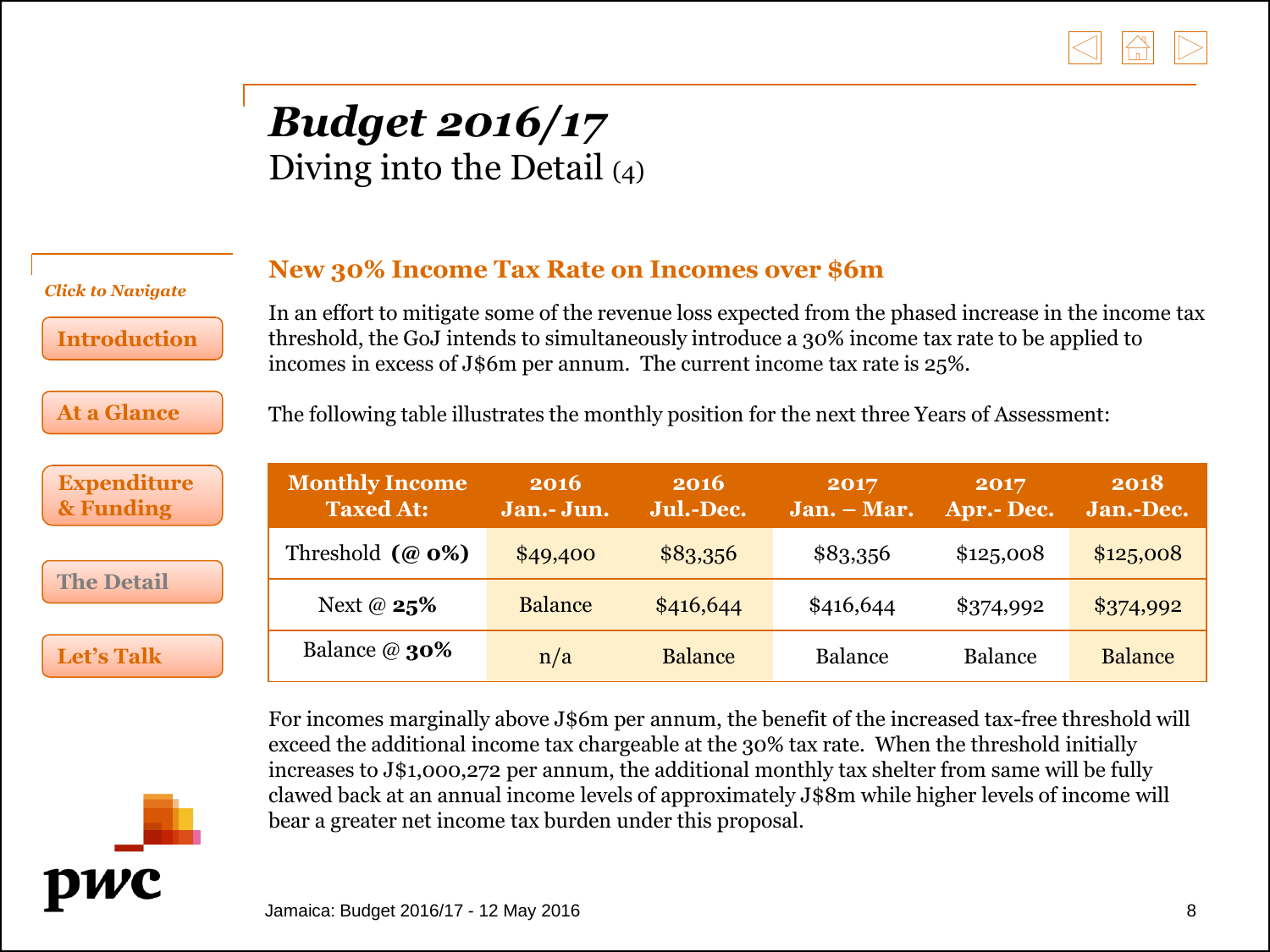# Budget 2016/17

## Diving into the Detail (4)

*Click to Navigate*

Introduction

At a Glance

Expenditure & Funding

The Detail

Let's Talk

### New 30% Income Tax Rate on Incomes over $6m

In an effort to mitigate some of the revenue loss expected from the phased increase in the income tax threshold, the GoJ intends to simultaneously introduce a 30% income tax rate to be applied to incomes in excess of J$6m per annum. The current income tax rate is 25%.

The following table illustrates the monthly position for the next three Years of Assessment:

| Monthly Income Taxed At: | 2016 Jan.- Jun. | 2016 Jul.-Dec. | 2017 Jan. – Mar. | 2017 Apr.- Dec. | 2018 Jan.-Dec. |
|---|---|---|---|---|---|
| Threshold **(@ 0%)** | $49,400 | $83,356 | $83,356 | $125,008 | $125,008 |
| Next @ **25%** | Balance | $416,644 | $416,644 | $374,992 | $374,992 |
| Balance @ **30%** | n/a | Balance | Balance | Balance | Balance |

For incomes marginally above J$6m per annum, the benefit of the increased tax-free threshold will exceed the additional income tax chargeable at the 30% tax rate. When the threshold initially increases to J$1,000,272 per annum, the additional monthly tax shelter from same will be fully clawed back at an annual income levels of approximately J$8m while higher levels of income will bear a greater net income tax burden under this proposal.

Jamaica: Budget 2016/17 - 12 May 2016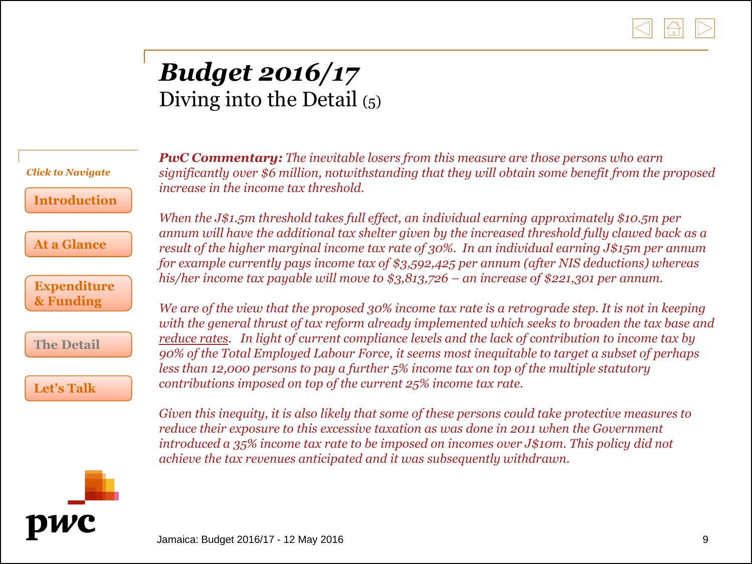# Budget 2016/17

## Diving into the Detail (5)

***PwC Commentary:*** *The inevitable losers from this measure are those persons who earn significantly over $6 million, notwithstanding that they will obtain some benefit from the proposed increase in the income tax threshold.*

*When the J$1.5m threshold takes full effect, an individual earning approximately $10.5m per annum will have the additional tax shelter given by the increased threshold fully clawed back as a result of the higher marginal income tax rate of 30%. In an individual earning J$15m per annum for example currently pays income tax of $3,592,425 per annum (after NIS deductions) whereas his/her income tax payable will move to $3,813,726 – an increase of $221,301 per annum.*

*We are of the view that the proposed 30% income tax rate is a retrograde step. It is not in keeping with the general thrust of tax reform already implemented which seeks to broaden the tax base and reduce rates. In light of current compliance levels and the lack of contribution to income tax by 90% of the Total Employed Labour Force, it seems most inequitable to target a subset of perhaps less than 12,000 persons to pay a further 5% income tax on top of the multiple statutory contributions imposed on top of the current 25% income tax rate.*

*Given this inequity, it is also likely that some of these persons could take protective measures to reduce their exposure to this excessive taxation as was done in 2011 when the Government introduced a 35% income tax rate to be imposed on incomes over J$10m. This policy did not achieve the tax revenues anticipated and it was subsequently withdrawn.*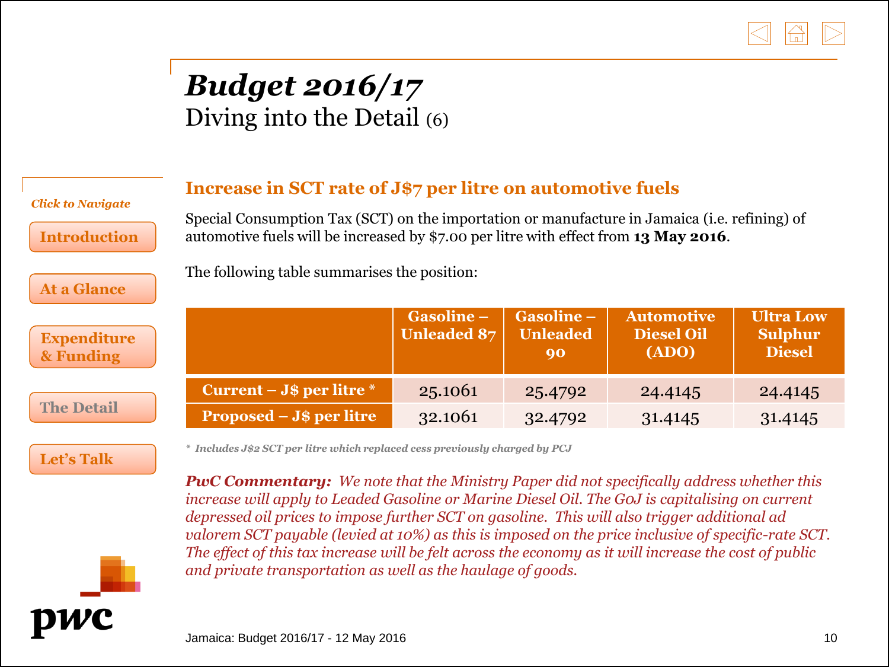# Budget 2016/17

Diving into the Detail (6)

*Click to Navigate*

- Introduction
- At a Glance
- Expenditure & Funding
- The Detail
- Let's Talk

## Increase in SCT rate of J$7 per litre on automotive fuels

Special Consumption Tax (SCT) on the importation or manufacture in Jamaica (i.e. refining) of automotive fuels will be increased by $7.00 per litre with effect from **13 May 2016**.

The following table summarises the position:

| | Gasoline – Unleaded 87 | Gasoline – Unleaded 90 | Automotive Diesel Oil (ADO) | Ultra Low Sulphur Diesel |
|---|---|---|---|---|
| **Current – J$ per litre *** | 25.1061 | 25.4792 | 24.4145 | 24.4145 |
| **Proposed – J$ per litre** | 32.1061 | 32.4792 | 31.4145 | 31.4145 |

* *Includes J$2 SCT per litre which replaced cess previously charged by PCJ*

***PwC Commentary:*** *We note that the Ministry Paper did not specifically address whether this increase will apply to Leaded Gasoline or Marine Diesel Oil. The GoJ is capitalising on current depressed oil prices to impose further SCT on gasoline. This will also trigger additional ad valorem SCT payable (levied at 10%) as this is imposed on the price inclusive of specific-rate SCT. The effect of this tax increase will be felt across the economy as it will increase the cost of public and private transportation as well as the haulage of goods.*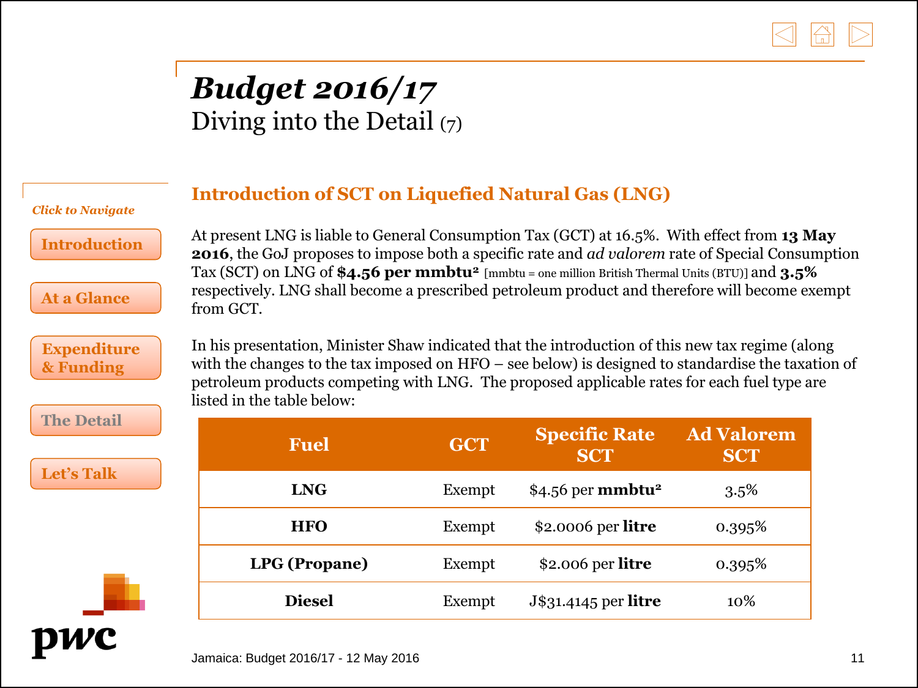# *Budget 2016/17*

Diving into the Detail (7)

*Click to Navigate*

- Introduction
- At a Glance
- Expenditure & Funding
- The Detail
- Let's Talk

## Introduction of SCT on Liquefied Natural Gas (LNG)

At present LNG is liable to General Consumption Tax (GCT) at 16.5%. With effect from **13 May 2016**, the GoJ proposes to impose both a specific rate and *ad valorem* rate of Special Consumption Tax (SCT) on LNG of **$4.56 per mmbtu²** [mmbtu = one million British Thermal Units (BTU)] and **3.5%** respectively. LNG shall become a prescribed petroleum product and therefore will become exempt from GCT.

In his presentation, Minister Shaw indicated that the introduction of this new tax regime (along with the changes to the tax imposed on HFO – see below) is designed to standardise the taxation of petroleum products competing with LNG. The proposed applicable rates for each fuel type are listed in the table below:

| Fuel | GCT | Specific Rate SCT | Ad Valorem SCT |
|---|---|---|---|
| **LNG** | Exempt | $4.56 per **mmbtu²** | 3.5% |
| **HFO** | Exempt | $2.0006 per **litre** | 0.395% |
| **LPG (Propane)** | Exempt | $2.006 per **litre** | 0.395% |
| **Diesel** | Exempt | J$31.4145 per **litre** | 10% |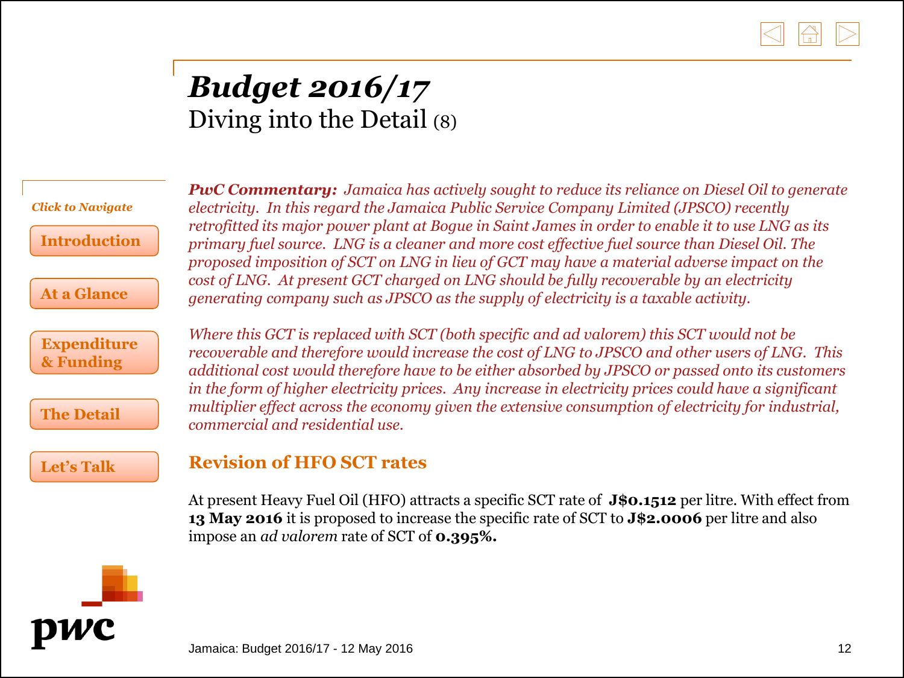# *Budget 2016/17*

## Diving into the Detail (8)

***PwC Commentary:*** *Jamaica has actively sought to reduce its reliance on Diesel Oil to generate electricity. In this regard the Jamaica Public Service Company Limited (JPSCO) recently retrofitted its major power plant at Bogue in Saint James in order to enable it to use LNG as its primary fuel source. LNG is a cleaner and more cost effective fuel source than Diesel Oil. The proposed imposition of SCT on LNG in lieu of GCT may have a material adverse impact on the cost of LNG. At present GCT charged on LNG should be fully recoverable by an electricity generating company such as JPSCO as the supply of electricity is a taxable activity.*

*Where this GCT is replaced with SCT (both specific and ad valorem) this SCT would not be recoverable and therefore would increase the cost of LNG to JPSCO and other users of LNG. This additional cost would therefore have to be either absorbed by JPSCO or passed onto its customers in the form of higher electricity prices. Any increase in electricity prices could have a significant multiplier effect across the economy given the extensive consumption of electricity for industrial, commercial and residential use.*

### Revision of HFO SCT rates

At present Heavy Fuel Oil (HFO) attracts a specific SCT rate of **J$0.1512** per litre. With effect from **13 May 2016** it is proposed to increase the specific rate of SCT to **J$2.0006** per litre and also impose an *ad valorem* rate of SCT of **0.395%.**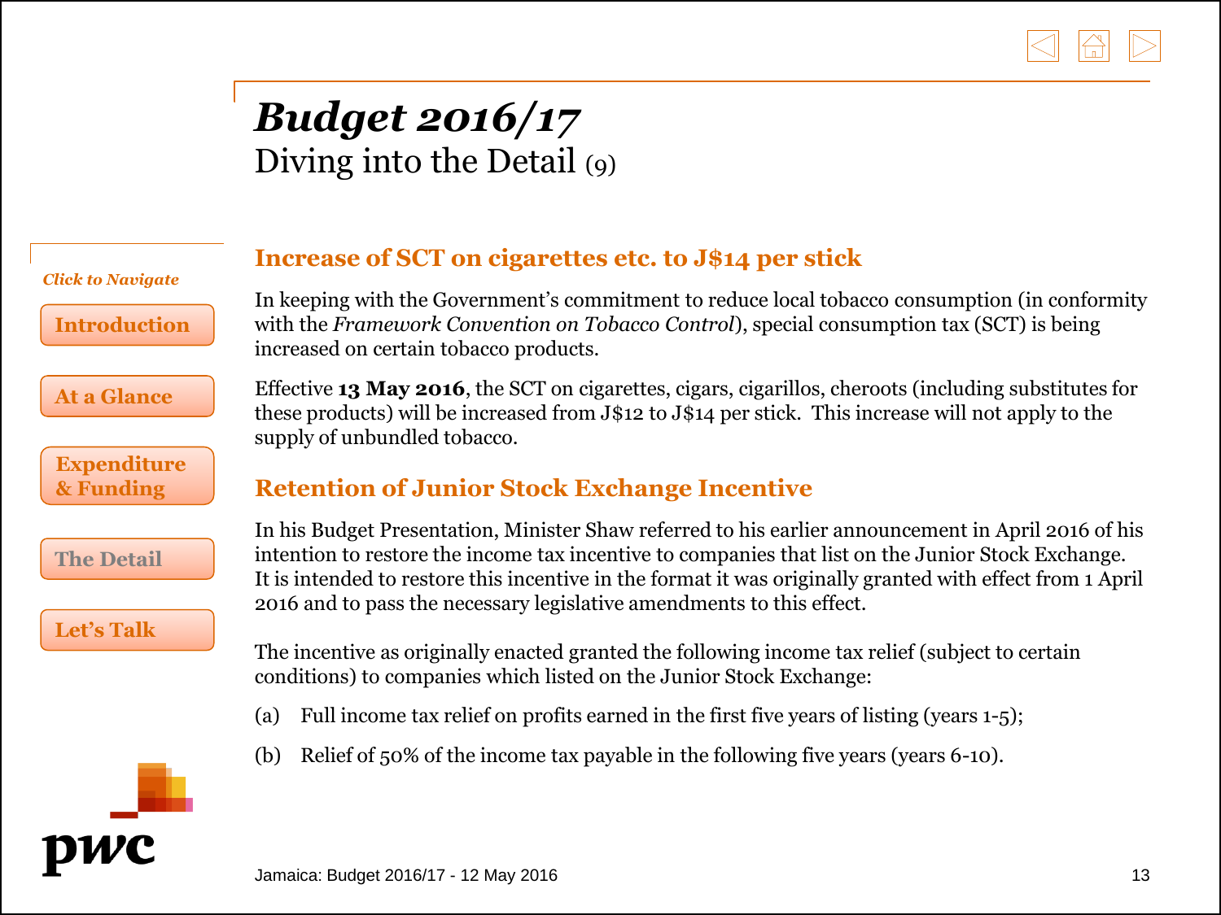# *Budget 2016/17*

Diving into the Detail (9)

## Increase of SCT on cigarettes etc. to J$14 per stick

In keeping with the Government's commitment to reduce local tobacco consumption (in conformity with the *Framework Convention on Tobacco Control*), special consumption tax (SCT) is being increased on certain tobacco products.

Effective **13 May 2016**, the SCT on cigarettes, cigars, cigarillos, cheroots (including substitutes for these products) will be increased from J$12 to J$14 per stick. This increase will not apply to the supply of unbundled tobacco.

## Retention of Junior Stock Exchange Incentive

In his Budget Presentation, Minister Shaw referred to his earlier announcement in April 2016 of his intention to restore the income tax incentive to companies that list on the Junior Stock Exchange. It is intended to restore this incentive in the format it was originally granted with effect from 1 April 2016 and to pass the necessary legislative amendments to this effect.

The incentive as originally enacted granted the following income tax relief (subject to certain conditions) to companies which listed on the Junior Stock Exchange:

(a) Full income tax relief on profits earned in the first five years of listing (years 1-5);

(b) Relief of 50% of the income tax payable in the following five years (years 6-10).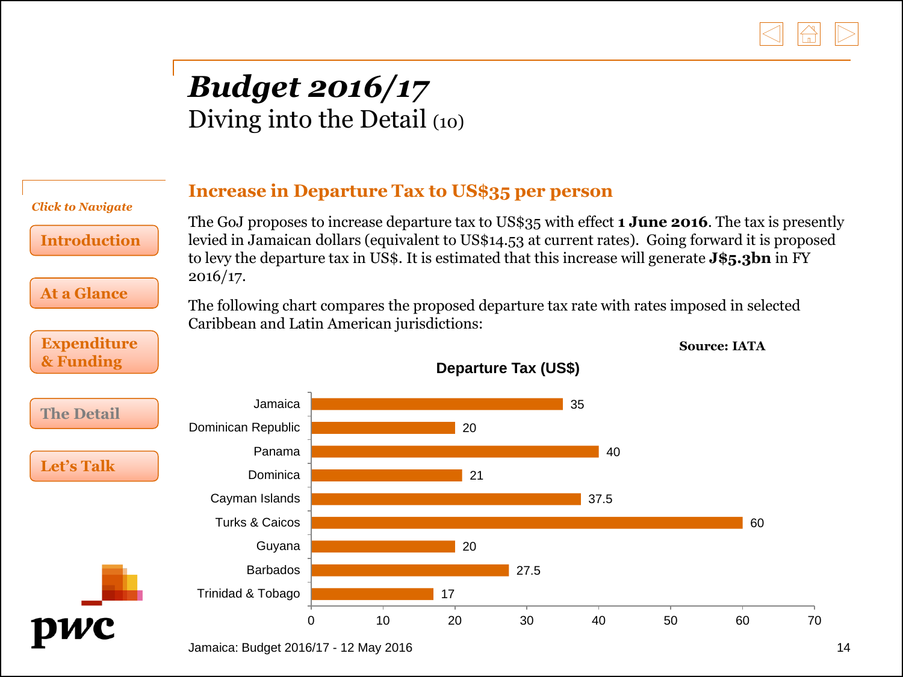# *Budget 2016/17*

Diving into the Detail (10)

*Click to Navigate*

- Introduction
- At a Glance
- Expenditure & Funding
- The Detail
- Let's Talk

## Increase in Departure Tax to US$35 per person

The GoJ proposes to increase departure tax to US$35 with effect **1 June 2016**. The tax is presently levied in Jamaican dollars (equivalent to US$14.53 at current rates). Going forward it is proposed to levy the departure tax in US$. It is estimated that this increase will generate **J$5.3bn** in FY 2016/17.

The following chart compares the proposed departure tax rate with rates imposed in selected Caribbean and Latin American jurisdictions:

**Source: IATA**

**Departure Tax (US$)**

| Jurisdiction | Departure Tax (US$) |
|---|---|
| Jamaica | 35 |
| Dominican Republic | 20 |
| Panama | 40 |
| Dominica | 21 |
| Cayman Islands | 37.5 |
| Turks & Caicos | 60 |
| Guyana | 20 |
| Barbados | 27.5 |
| Trinidad & Tobago | 17 |

Jamaica: Budget 2016/17 - 12 May 2016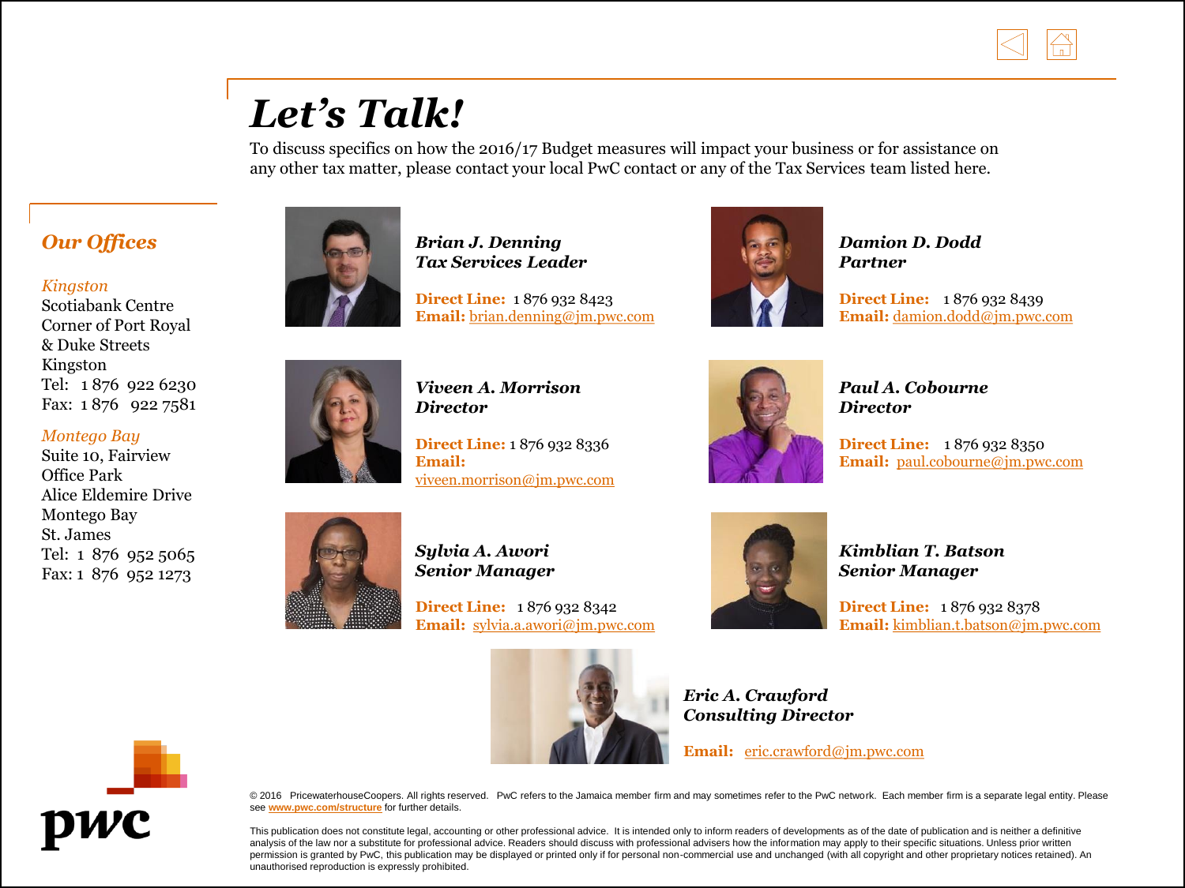# *Let's Talk!*

To discuss specifics on how the 2016/17 Budget measures will impact your business or for assistance on any other tax matter, please contact your local PwC contact or any of the Tax Services team listed here.

## *Our Offices*

*Kingston*
Scotiabank Centre
Corner of Port Royal
& Duke Streets
Kingston
Tel: 1 876 922 6230
Fax: 1 876 922 7581

*Montego Bay*
Suite 10, Fairview
Office Park
Alice Eldemire Drive
Montego Bay
St. James
Tel: 1 876 952 5065
Fax: 1 876 952 1273

***Brian J. Denning***
***Tax Services Leader***

**Direct Line:** 1 876 932 8423
**Email:** brian.denning@jm.pwc.com

***Damion D. Dodd***
***Partner***

**Direct Line:** 1 876 932 8439
**Email:** damion.dodd@jm.pwc.com

***Viveen A. Morrison***
***Director***

**Direct Line:** 1 876 932 8336
**Email:** viveen.morrison@jm.pwc.com

***Paul A. Cobourne***
***Director***

**Direct Line:** 1 876 932 8350
**Email:** paul.cobourne@jm.pwc.com

***Sylvia A. Awori***
***Senior Manager***

**Direct Line:** 1 876 932 8342
**Email:** sylvia.a.awori@jm.pwc.com

***Kimblian T. Batson***
***Senior Manager***

**Direct Line:** 1 876 932 8378
**Email:** kimblian.t.batson@jm.pwc.com

***Eric A. Crawford***
***Consulting Director***

**Email:** eric.crawford@jm.pwc.com

© 2016 PricewaterhouseCoopers. All rights reserved. PwC refers to the Jamaica member firm and may sometimes refer to the PwC network. Each member firm is a separate legal entity. Please see **www.pwc.com/structure** for further details.

This publication does not constitute legal, accounting or other professional advice. It is intended only to inform readers of developments as of the date of publication and is neither a definitive analysis of the law nor a substitute for professional advice. Readers should discuss with professional advisers how the information may apply to their specific situations. Unless prior written permission is granted by PwC, this publication may be displayed or printed only if for personal non-commercial use and unchanged (with all copyright and other proprietary notices retained). An unauthorised reproduction is expressly prohibited.